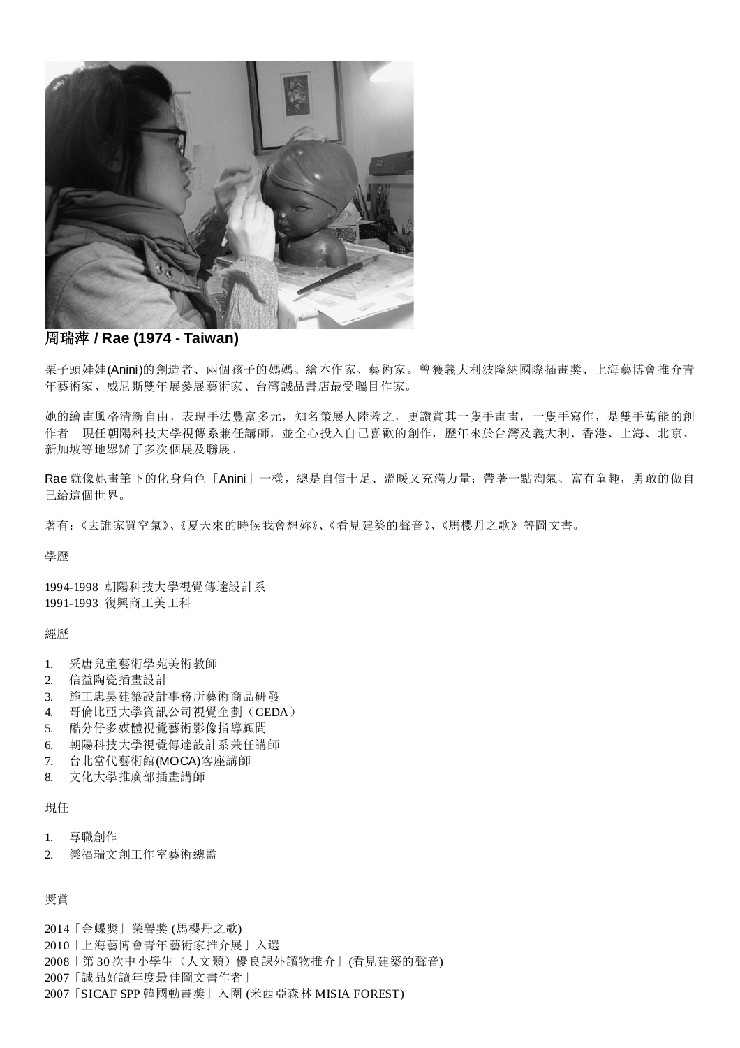## 周瑞萍 / Rae (1974 - Taiwan)

栗子頭娃娃(Anini)的創造者、兩個孩子的媽媽、繪本作家、藝術家。曾獲義大利波隆納國際插畫獎、上海藝博會推介青年藝術家、威尼斯雙年展參展藝術家、台灣誠品書店最受矚目作家。

她的繪畫風格清新自由，表現手法豐富多元，知名策展人陸蓉之，更讚賞其一隻手畫畫，一隻手寫作，是雙手萬能的創作者。現任朝陽科技大學視傳系兼任講師，並全心投入自己喜歡的創作，歷年來於台灣及義大利、香港、上海、北京、新加坡等地舉辦了多次個展及聯展。

Rae 就像她畫筆下的化身角色「Anini」一樣，總是自信十足、溫暖又充滿力量；帶著一點淘氣、富有童趣，勇敢的做自己給這個世界。

著有：《去誰家買空氣》、《夏天來的時候我會想妳》、《看見建築的聲音》、《馬櫻丹之歌》等圖文書。

學歷

1994-1998 朝陽科技大學視覺傳達設計系
1991-1993 復興商工美工科

經歷

1. 采唐兒童藝術學苑美術教師
2. 信益陶瓷插畫設計
3. 施工忠昊建築設計事務所藝術商品研發
4. 哥倫比亞大學資訊公司視覺企劃（GEDA）
5. 酷分仔多媒體視覺藝術影像指導顧問
6. 朝陽科技大學視覺傳達設計系兼任講師
7. 台北當代藝術館(MOCA)客座講師
8. 文化大學推廣部插畫講師

現任

1. 專職創作
2. 樂福瑞文創工作室藝術總監

獎賞

2014「金蝶獎」榮譽獎 (馬櫻丹之歌)
2010「上海藝博會青年藝術家推介展」入選
2008「第 30 次中小學生（人文類）優良課外讀物推介」(看見建築的聲音)
2007「誠品好讀年度最佳圖文書作者」
2007「SICAF SPP 韓國動畫獎」入圍 (米西亞森林 MISIA FOREST)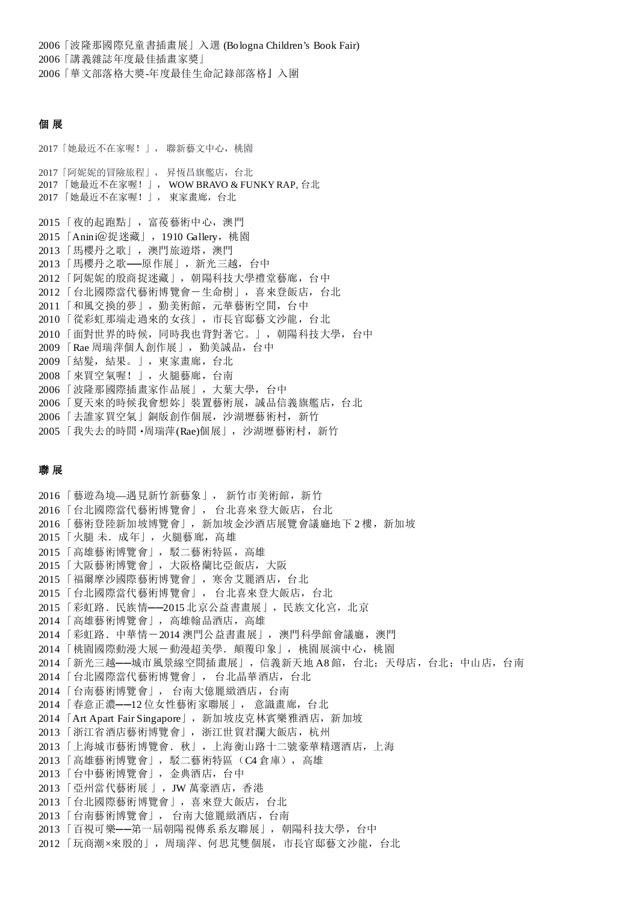2006「波隆那國際兒童書插畫展」入選 (Bologna Children's Book Fair)
2006「講義雜誌年度最佳插畫家獎」
2006「華文部落格大獎-年度最佳生命記錄部落格』入圍

## 個 展

2017「她最近不在家喔！」， 聯新藝文中心，桃園

2017「阿妮妮的冒險旅程」， 昇恆昌旗艦店，台北
2017 「她最近不在家喔！」， WOW BRAVO & FUNKY RAP, 台北
2017 「她最近不在家喔！」， 東家畫廊，台北

2015 「夜的起跑點」，富莅藝術中心，澳門
2015 「Anini@捉迷藏」，1910 Gallery，桃園
2013 「馬櫻丹之歌」，澳門旅遊塔，澳門
2013 「馬櫻丹之歌—原作展」，新光三越，台中
2012 「阿妮妮的殷商捉迷藏」，朝陽科技大學禮堂藝廊，台中
2012 「台北國際當代藝術博覽會－生命樹」，喜來登飯店， 台北
2011 「和風交換的夢」，勤美術館，元華藝術空間，台中
2010 「從彩虹那端走過來的女孩」，市長官邸藝文沙龍，台北
2010 「面對世界的時候，同時我也背對著它。」，朝陽科技大學， 台中
2009 「Rae 周瑞萍個人創作展」，勤美誠品，台中
2009 「結髮，結果。」，東家畫廊，台北
2008 「來買空氣喔！」，火腿藝廊，台南
2006 「波隆那國際插畫家作品展」，大葉大學，台中
2006 「夏天來的時候我會想妳」裝置藝術展，誠品信義旗艦店，台北
2006 「去誰家買空氣」銅版創作個展，沙湖壢藝術村， 新竹
2005 「我失去的時間 •周瑞萍(Rae)個展」，沙湖壢藝術村，新竹

## 聯 展

2016 「藝遊為境—遇見新竹新藝象」， 新竹市美術館，新竹
2016 「台北國際當代藝術博覽會」， 台北喜來登大飯店，台北
2016 「藝術登陸新加坡博覽會」， 新加坡金沙酒店展覽會議廳地下 2 樓，新加坡
2015 「火腿 未. 成年」， 火腿藝廊，高雄
2015 「高雄藝術博覽會」，駁二藝術特區，高雄
2015 「大阪藝術博覽會」，大阪格蘭比亞飯店，大阪
2015 「福爾摩沙國際藝術博覽會」，寒舍艾麗酒店，台北
2015 「台北國際當代藝術博覽會」， 台北喜來登大飯店，台北
2015 「彩虹路. 民族情——2015 北京公益書畫展」，民族文化宮，北京
2014 「高雄藝術博覽會」，高雄翰品酒店，高雄
2014 「彩虹路. 中華情－2014 澳門公益書畫展」，澳門科學館會議廳，澳門
2014 「桃園國際動漫大展－動漫超美學. 顛覆印象」，桃園展演中心，桃園
2014 「新光三越——城市風景線空間插畫展」，信義新天地 A8 館，台北；天母店，台北；中山店，台南
2014 「台北國際當代藝術博覽會」， 台北晶華酒店，台北
2014 「台南藝術博覽會」， 台南大億麗緻酒店，台南
2014 「春意正濃——12 位女性藝術家聯展」， 意識畫廊，台北
2014 「Art Apart Fair Singapore」，新加坡皮克林賓樂雅酒店，新加坡
2013 「浙江省酒店藝術博覽會」，浙江世貿君瀾大飯店，杭州
2013 「上海城市藝術博覽會. 秋」，上海衡山路十二號豪華精選酒店，上海
2013 「高雄藝術博覽會」，駁二藝術特區（C4 倉庫）， 高雄
2013 「台中藝術博覽會」， 金典酒店，台中
2013 「亞州當代藝術展 」，JW 萬豪酒店，香港
2013 「台北國際藝術博覽會」，喜來登大飯店，台北
2013 「台南藝術博覽會」， 台南大億麗緻酒店，台南
2013 「百視可樂——第一屆朝陽視傳系系友聯展」， 朝陽科技大學，台中
2012 「玩商潮×來殷的」，周瑞萍、何思芃雙個展， 市長官邸藝文沙龍，台北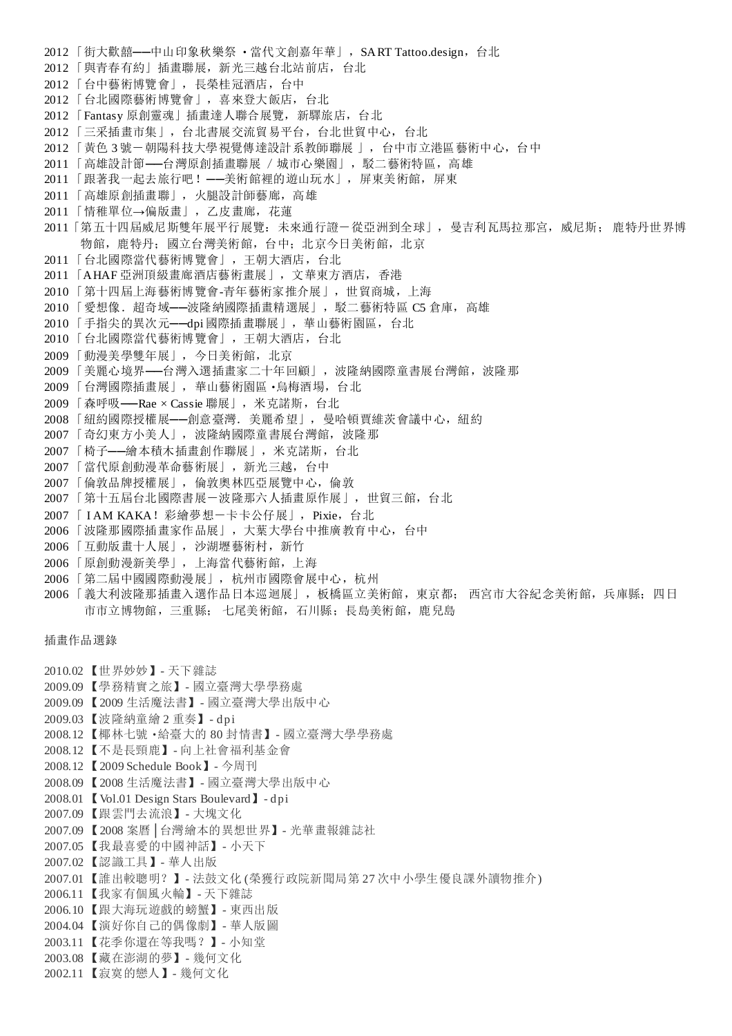2012「街大歡囍──中山印象秋樂祭・當代文創嘉年華」，SART Tattoo.design，台北
2012「與青春有約」插畫聯展，新光三越台北站前店，台北
2012「台中藝術博覽會」，長榮桂冠酒店，台中
2012「台北國際藝術博覽會」，喜來登大飯店，台北
2012「Fantasy 原創靈魂」插畫達人聯合展覽，新驛旅店，台北
2012「三采插畫市集」，台北書展交流貿易平台，台北世貿中心，台北
2012「黃色 3 號－朝陽科技大學視覺傳達設計系教師聯展」，台中市立港區藝術中心，台中
2011「高雄設計節──台灣原創插畫聯展 / 城市心樂園」，駁二藝術特區，高雄
2011「跟著我一起去旅行吧！──美術館裡的遊山玩水」，屏東美術館，屏東
2011「高雄原創插畫聯」，火腿設計師藝廊，高雄
2011「情稚單位→偏版畫」，乙皮畫廊，花蓮
2011「第五十四屆威尼斯雙年展平行展覽：未來通行證－從亞洲到全球」，曼吉利瓦馬拉那宮，威尼斯；鹿特丹世界博物館，鹿特丹；國立台灣美術館，台中；北京今日美術館，北京
2011「台北國際當代藝術博覽會」，王朝大酒店，台北
2011「AHAF 亞洲頂級畫廊酒店藝術畫展」，文華東方酒店，香港
2010「第十四屆上海藝術博覽會-青年藝術家推介展」，世貿商城，上海
2010「愛想像．超奇域──波隆納國際插畫精選展」，駁二藝術特區 C5 倉庫，高雄
2010「手指尖的異次元──dpi 國際插畫聯展」，華山藝術園區，台北
2010「台北國際當代藝術博覽會」，王朝大酒店，台北
2009「動漫美學雙年展」，今日美術館，北京
2009「美麗心境界──台灣入選插畫家二十年回顧」，波隆納國際童書展台灣館，波隆那
2009「台灣國際插畫展」，華山藝術園區‧烏梅酒場，台北
2009「森呼吸──Rae × Cassie 聯展」，米克諾斯，台北
2008「紐約國際授權展──創意臺灣．美麗希望」，曼哈頓賈維茨會議中心，紐約
2007「奇幻東方小美人」，波隆納國際童書展台灣館，波隆那
2007「椅子──繪本積木插畫創作聯展」，米克諾斯，台北
2007「當代原創動漫革命藝術展」，新光三越，台中
2007「倫敦品牌授權展」，倫敦奧林匹亞展覽中心，倫敦
2007「第十五屆台北國際書展－波隆那六人插畫原作展」，世貿三館，台北
2007「I AM KAKA！彩繪夢想－卡卡公仔展」，Pixie，台北
2006「波隆那國際插畫家作品展」，大葉大學台中推廣教育中心，台中
2006「互動版畫十人展」，沙湖壢藝術村，新竹
2006「原創動漫新美學」，上海當代藝術館，上海
2006「第二屆中國國際動漫展」，杭州市國際會展中心，杭州
2006「義大利波隆那插畫入選作品日本巡迴展」，板橋區立美術館，東京都；西宮市大谷紀念美術館，兵庫縣；四日市市立博物館，三重縣；七尾美術館，石川縣；長島美術館，鹿兒島

插畫作品選錄

2010.02【世界妙妙】- 天下雜誌
2009.09【學務精實之旅】- 國立臺灣大學學務處
2009.09【2009 生活魔法書】- 國立臺灣大學出版中心
2009.03【波隆納童繪 2 重奏】- dpi
2008.12【椰林七號‧給臺大的 80 封情書】- 國立臺灣大學學務處
2008.12【不是長頸鹿】- 向上社會福利基金會
2008.12【2009 Schedule Book】- 今周刊
2008.09【2008 生活魔法書】- 國立臺灣大學出版中心
2008.01【Vol.01 Design Stars Boulevard】- dpi
2007.09【跟雲門去流浪】- 大塊文化
2007.09【2008 案曆│台灣繪本的異想世界】- 光華畫報雜誌社
2007.05【我最喜愛的中國神話】- 小天下
2007.02【認識工具】- 華人出版
2007.01【誰出較聰明？】- 法鼓文化 (榮獲行政院新聞局第 27 次中小學生優良課外讀物推介)
2006.11【我家有個風火輪】- 天下雜誌
2006.10【跟大海玩遊戲的螃蟹】- 東西出版
2004.04【演好你自己的偶像劇】- 華人版圖
2003.11【花季你還在等我嗎？】- 小知堂
2003.08【藏在澎湖的夢】- 幾何文化
2002.11【寂寞的戀人】- 幾何文化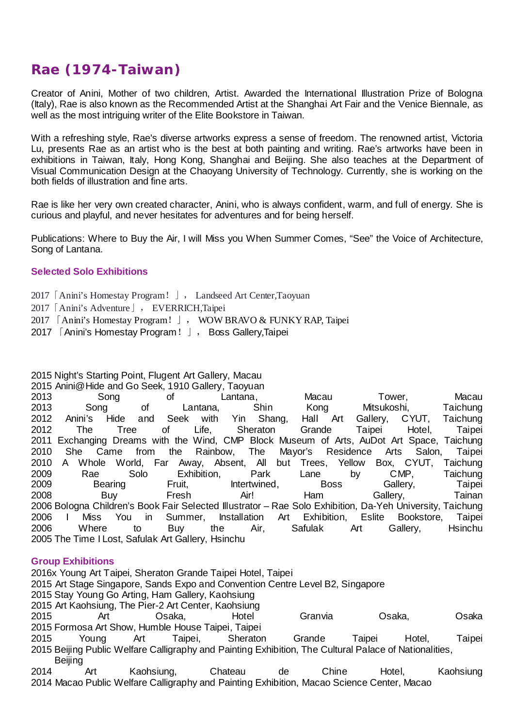## Rae (1974-Taiwan)

Creator of Anini, Mother of two children, Artist. Awarded the International Illustration Prize of Bologna (Italy), Rae is also known as the Recommended Artist at the Shanghai Art Fair and the Venice Biennale, as well as the most intriguing writer of the Elite Bookstore in Taiwan.

With a refreshing style, Rae's diverse artworks express a sense of freedom. The renowned artist, Victoria Lu, presents Rae as an artist who is the best at both painting and writing. Rae's artworks have been in exhibitions in Taiwan, Italy, Hong Kong, Shanghai and Beijing. She also teaches at the Department of Visual Communication Design at the Chaoyang University of Technology. Currently, she is working on the both fields of illustration and fine arts.

Rae is like her very own created character, Anini, who is always confident, warm, and full of energy. She is curious and playful, and never hesitates for adventures and for being herself.

Publications: Where to Buy the Air, I will Miss you When Summer Comes, "See" the Voice of Architecture, Song of Lantana.

### Selected Solo Exhibitions

2017「Anini's Homestay Program！」， Landseed Art Center,Taoyuan
2017「Anini's Adventure」， EVERRICH,Taipei
2017 「Anini's Homestay Program！」， WOW BRAVO & FUNKY RAP, Taipei
2017 「Anini's Homestay Program！」， Boss Gallery,Taipei

2015 Night's Starting Point, Flugent Art Gallery, Macau
2015 Anini@Hide and Go Seek, 1910 Gallery, Taoyuan
2013 Song of Lantana, Macau Tower, Macau
2013 Song of Lantana, Shin Kong Mitsukoshi, Taichung
2012 Anini's Hide and Seek with Yin Shang, Hall Art Gallery, CYUT, Taichung
2012 The Tree of Life, Sheraton Grande Taipei Hotel, Taipei
2011 Exchanging Dreams with the Wind, CMP Block Museum of Arts, AuDot Art Space, Taichung
2010 She Came from the Rainbow, The Mayor's Residence Arts Salon, Taipei
2010 A Whole World, Far Away, Absent, All but Trees, Yellow Box, CYUT, Taichung
2009 Rae Solo Exhibition, Park Lane by CMP, Taichung
2009 Bearing Fruit, Intertwined, Boss Gallery, Taipei
2008 Buy Fresh Air! Ham Gallery, Tainan
2006 Bologna Children's Book Fair Selected Illustrator – Rae Solo Exhibition, Da-Yeh University, Taichung
2006 I Miss You in Summer, Installation Art Exhibition, Eslite Bookstore, Taipei
2006 Where to Buy the Air, Safulak Art Gallery, Hsinchu
2005 The Time I Lost, Safulak Art Gallery, Hsinchu

### Group Exhibitions

2016x Young Art Taipei, Sheraton Grande Taipei Hotel, Taipei
2015 Art Stage Singapore, Sands Expo and Convention Centre Level B2, Singapore
2015 Stay Young Go Arting, Ham Gallery, Kaohsiung
2015 Art Kaohsiung, The Pier-2 Art Center, Kaohsiung
2015 Art Osaka, Hotel Granvia Osaka, Osaka
2015 Formosa Art Show, Humble House Taipei, Taipei
2015 Young Art Taipei, Sheraton Grande Taipei Hotel, Taipei
2015 Beijing Public Welfare Calligraphy and Painting Exhibition, The Cultural Palace of Nationalities, Beijing
2014 Art Kaohsiung, Chateau de Chine Hotel, Kaohsiung
2014 Macao Public Welfare Calligraphy and Painting Exhibition, Macao Science Center, Macao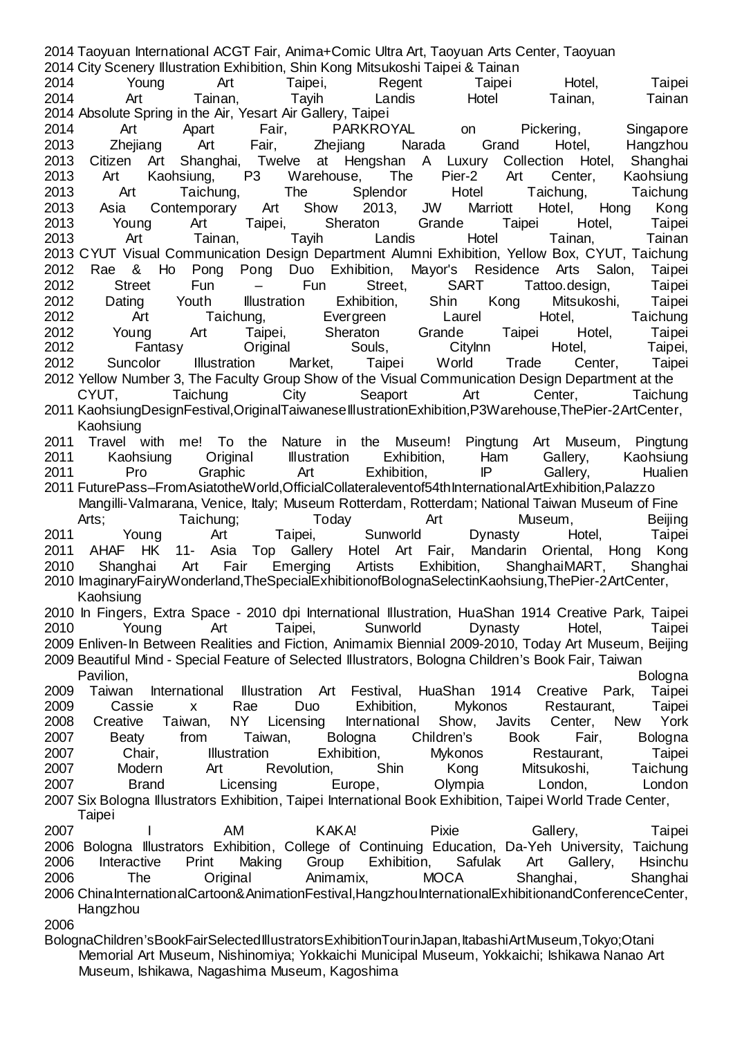2014 Taoyuan International ACGT Fair, Anima+Comic Ultra Art, Taoyuan Arts Center, Taoyuan
2014 City Scenery Illustration Exhibition, Shin Kong Mitsukoshi Taipei & Tainan
2014 Young Art Taipei, Regent Taipei Hotel, Taipei
2014 Art Tainan, Tayih Landis Hotel Tainan, Tainan
2014 Absolute Spring in the Air, Yesart Air Gallery, Taipei
2014 Art Apart Fair, PARKROYAL on Pickering, Singapore
2013 Zhejiang Art Fair, Zhejiang Narada Grand Hotel, Hangzhou
2013 Citizen Art Shanghai, Twelve at Hengshan A Luxury Collection Hotel, Shanghai
2013 Art Kaohsiung, P3 Warehouse, The Pier-2 Art Center, Kaohsiung
2013 Art Taichung, The Splendor Hotel Taichung, Taichung
2013 Asia Contemporary Art Show 2013, JW Marriott Hotel, Hong Kong
2013 Young Art Taipei, Sheraton Grande Taipei Hotel, Taipei
2013 Art Tainan, Tayih Landis Hotel Tainan, Tainan
2013 CYUT Visual Communication Design Department Alumni Exhibition, Yellow Box, CYUT, Taichung
2012 Rae & Ho Pong Pong Duo Exhibition, Mayor's Residence Arts Salon, Taipei
2012 Street Fun – Fun Street, SART Tattoo.design, Taipei
2012 Dating Youth Illustration Exhibition, Shin Kong Mitsukoshi, Taipei
2012 Art Taichung, Evergreen Laurel Hotel, Taichung
2012 Young Art Taipei, Sheraton Grande Taipei Hotel, Taipei
2012 Fantasy Original Souls, CityInn Hotel, Taipei,
2012 Suncolor Illustration Market, Taipei World Trade Center, Taipei
2012 Yellow Number 3, The Faculty Group Show of the Visual Communication Design Department at the CYUT, Taichung City Seaport Art Center, Taichung
2011 KaohsiungDesignFestival,OriginalTaiwaneseIllustrationExhibition,P3Warehouse,ThePier-2ArtCenter, Kaohsiung
2011 Travel with me! To the Nature in the Museum! Pingtung Art Museum, Pingtung
2011 Kaohsiung Original Illustration Exhibition, Ham Gallery, Kaohsiung
2011 Pro Graphic Art Exhibition, IP Gallery, Hualien
2011 FuturePass–FromAsiatotheWorld,OfficialCollateraleventof54thInternationalArtExhibition,Palazzo Mangilli-Valmarana, Venice, Italy; Museum Rotterdam, Rotterdam; National Taiwan Museum of Fine Arts; Taichung; Today Art Museum, Beijing
2011 Young Art Taipei, Sunworld Dynasty Hotel, Taipei
2011 AHAF HK 11- Asia Top Gallery Hotel Art Fair, Mandarin Oriental, Hong Kong
2010 Shanghai Art Fair Emerging Artists Exhibition, ShanghaiMART, Shanghai
2010 ImaginaryFairyWonderland,TheSpecialExhibitionofBolognaSelectinKaohsiung,ThePier-2ArtCenter, Kaohsiung
2010 In Fingers, Extra Space - 2010 dpi International Illustration, HuaShan 1914 Creative Park, Taipei
2010 Young Art Taipei, Sunworld Dynasty Hotel, Taipei
2009 Enliven-In Between Realities and Fiction, Animamix Biennial 2009-2010, Today Art Museum, Beijing
2009 Beautiful Mind - Special Feature of Selected Illustrators, Bologna Children's Book Fair, Taiwan Pavilion, Bologna
2009 Taiwan International Illustration Art Festival, HuaShan 1914 Creative Park, Taipei
2009 Cassie x Rae Duo Exhibition, Mykonos Restaurant, Taipei
2008 Creative Taiwan, NY Licensing International Show, Javits Center, New York
2007 Beaty from Taiwan, Bologna Children's Book Fair, Bologna
2007 Chair, Illustration Exhibition, Mykonos Restaurant, Taipei
2007 Modern Art Revolution, Shin Kong Mitsukoshi, Taichung
2007 Brand Licensing Europe, Olympia London, London
2007 Six Bologna Illustrators Exhibition, Taipei International Book Exhibition, Taipei World Trade Center, Taipei
2007 I AM KAKA! Pixie Gallery, Taipei
2006 Bologna Illustrators Exhibition, College of Continuing Education, Da-Yeh University, Taichung
2006 Interactive Print Making Group Exhibition, Safulak Art Gallery, Hsinchu
2006 The Original Animamix, MOCA Shanghai, Shanghai
2006 ChinaInternationalCartoon&AnimationFestival,HangzhouInternationalExhibitionandConferenceCenter, Hangzhou
2006 BolognaChildren'sBookFairSelectedIllustratorsExhibitionTourinJapan,ItabashiArtMuseum,Tokyo;Otani Memorial Art Museum, Nishinomiya; Yokkaichi Municipal Museum, Yokkaichi; Ishikawa Nanao Art Museum, Ishikawa, Nagashima Museum, Kagoshima